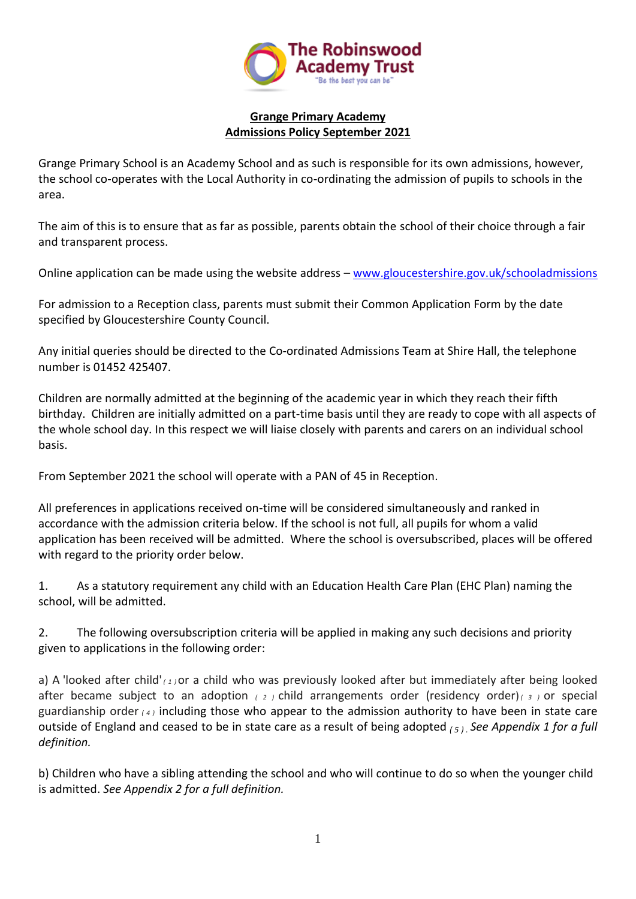# Grange Primary Academy
## Admissions Policy September 2021

Grange Primary School is an Academy School and as such is responsible for its own admissions, however, the school co-operates with the Local Authority in co-ordinating the admission of pupils to schools in the area.

The aim of this is to ensure that as far as possible, parents obtain the school of their choice through a fair and transparent process.

Online application can be made using the website address – www.gloucestershire.gov.uk/schooladmissions

For admission to a Reception class, parents must submit their Common Application Form by the date specified by Gloucestershire County Council.

Any initial queries should be directed to the Co-ordinated Admissions Team at Shire Hall, the telephone number is 01452 425407.

Children are normally admitted at the beginning of the academic year in which they reach their fifth birthday. Children are initially admitted on a part-time basis until they are ready to cope with all aspects of the whole school day. In this respect we will liaise closely with parents and carers on an individual school basis.

From September 2021 the school will operate with a PAN of 45 in Reception.

All preferences in applications received on-time will be considered simultaneously and ranked in accordance with the admission criteria below. If the school is not full, all pupils for whom a valid application has been received will be admitted. Where the school is oversubscribed, places will be offered with regard to the priority order below.

1. As a statutory requirement any child with an Education Health Care Plan (EHC Plan) naming the school, will be admitted.

2. The following oversubscription criteria will be applied in making any such decisions and priority given to applications in the following order:

a) A 'looked after child' (1) or a child who was previously looked after but immediately after being looked after became subject to an adoption (2) child arrangements order (residency order) (3) or special guardianship order (4) including those who appear to the admission authority to have been in state care outside of England and ceased to be in state care as a result of being adopted (5). *See Appendix 1 for a full definition.*

b) Children who have a sibling attending the school and who will continue to do so when the younger child is admitted. *See Appendix 2 for a full definition.*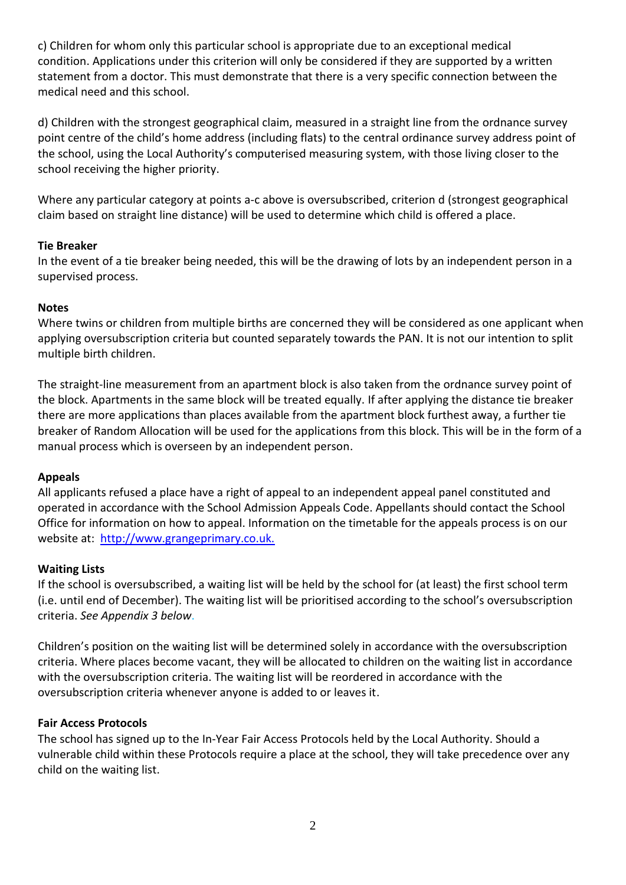c) Children for whom only this particular school is appropriate due to an exceptional medical condition. Applications under this criterion will only be considered if they are supported by a written statement from a doctor. This must demonstrate that there is a very specific connection between the medical need and this school.

d) Children with the strongest geographical claim, measured in a straight line from the ordnance survey point centre of the child's home address (including flats) to the central ordinance survey address point of the school, using the Local Authority's computerised measuring system, with those living closer to the school receiving the higher priority.

Where any particular category at points a-c above is oversubscribed, criterion d (strongest geographical claim based on straight line distance) will be used to determine which child is offered a place.

**Tie Breaker**

In the event of a tie breaker being needed, this will be the drawing of lots by an independent person in a supervised process.

**Notes**

Where twins or children from multiple births are concerned they will be considered as one applicant when applying oversubscription criteria but counted separately towards the PAN. It is not our intention to split multiple birth children.

The straight-line measurement from an apartment block is also taken from the ordnance survey point of the block. Apartments in the same block will be treated equally. If after applying the distance tie breaker there are more applications than places available from the apartment block furthest away, a further tie breaker of Random Allocation will be used for the applications from this block. This will be in the form of a manual process which is overseen by an independent person.

**Appeals**

All applicants refused a place have a right of appeal to an independent appeal panel constituted and operated in accordance with the School Admission Appeals Code. Appellants should contact the School Office for information on how to appeal. Information on the timetable for the appeals process is on our website at: [http://www.grangeprimary.co.uk.](http://www.grangeprimary.co.uk)

**Waiting Lists**

If the school is oversubscribed, a waiting list will be held by the school for (at least) the first school term (i.e. until end of December). The waiting list will be prioritised according to the school's oversubscription criteria. *See Appendix 3 below.*

Children's position on the waiting list will be determined solely in accordance with the oversubscription criteria. Where places become vacant, they will be allocated to children on the waiting list in accordance with the oversubscription criteria. The waiting list will be reordered in accordance with the oversubscription criteria whenever anyone is added to or leaves it.

**Fair Access Protocols**

The school has signed up to the In-Year Fair Access Protocols held by the Local Authority. Should a vulnerable child within these Protocols require a place at the school, they will take precedence over any child on the waiting list.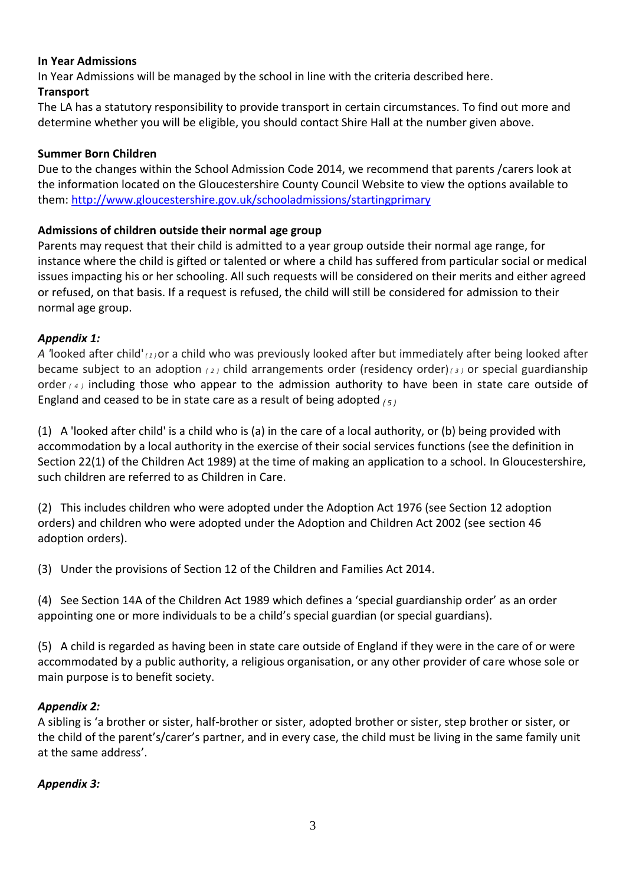**In Year Admissions**

In Year Admissions will be managed by the school in line with the criteria described here.

**Transport**

The LA has a statutory responsibility to provide transport in certain circumstances. To find out more and determine whether you will be eligible, you should contact Shire Hall at the number given above.

**Summer Born Children**

Due to the changes within the School Admission Code 2014, we recommend that parents /carers look at the information located on the Gloucestershire County Council Website to view the options available to them: [http://www.gloucestershire.gov.uk/schooladmissions/startingprimary](http://www.gloucestershire.gov.uk/schooladmissions/startingprimary)

**Admissions of children outside their normal age group**

Parents may request that their child is admitted to a year group outside their normal age range, for instance where the child is gifted or talented or where a child has suffered from particular social or medical issues impacting his or her schooling. All such requests will be considered on their merits and either agreed or refused, on that basis. If a request is refused, the child will still be considered for admission to their normal age group.

***Appendix 1:***

*A* 'looked after child' (1) or a child who was previously looked after but immediately after being looked after became subject to an adoption (2) child arrangements order (residency order) (3) or special guardianship order (4) including those who appear to the admission authority to have been in state care outside of England and ceased to be in state care as a result of being adopted (5)

(1) A 'looked after child' is a child who is (a) in the care of a local authority, or (b) being provided with accommodation by a local authority in the exercise of their social services functions (see the definition in Section 22(1) of the Children Act 1989) at the time of making an application to a school. In Gloucestershire, such children are referred to as Children in Care.

(2) This includes children who were adopted under the Adoption Act 1976 (see Section 12 adoption orders) and children who were adopted under the Adoption and Children Act 2002 (see section 46 adoption orders).

(3) Under the provisions of Section 12 of the Children and Families Act 2014.

(4) See Section 14A of the Children Act 1989 which defines a 'special guardianship order' as an order appointing one or more individuals to be a child's special guardian (or special guardians).

(5) A child is regarded as having been in state care outside of England if they were in the care of or were accommodated by a public authority, a religious organisation, or any other provider of care whose sole or main purpose is to benefit society.

***Appendix 2:***

A sibling is 'a brother or sister, half-brother or sister, adopted brother or sister, step brother or sister, or the child of the parent's/carer's partner, and in every case, the child must be living in the same family unit at the same address'.

***Appendix 3:***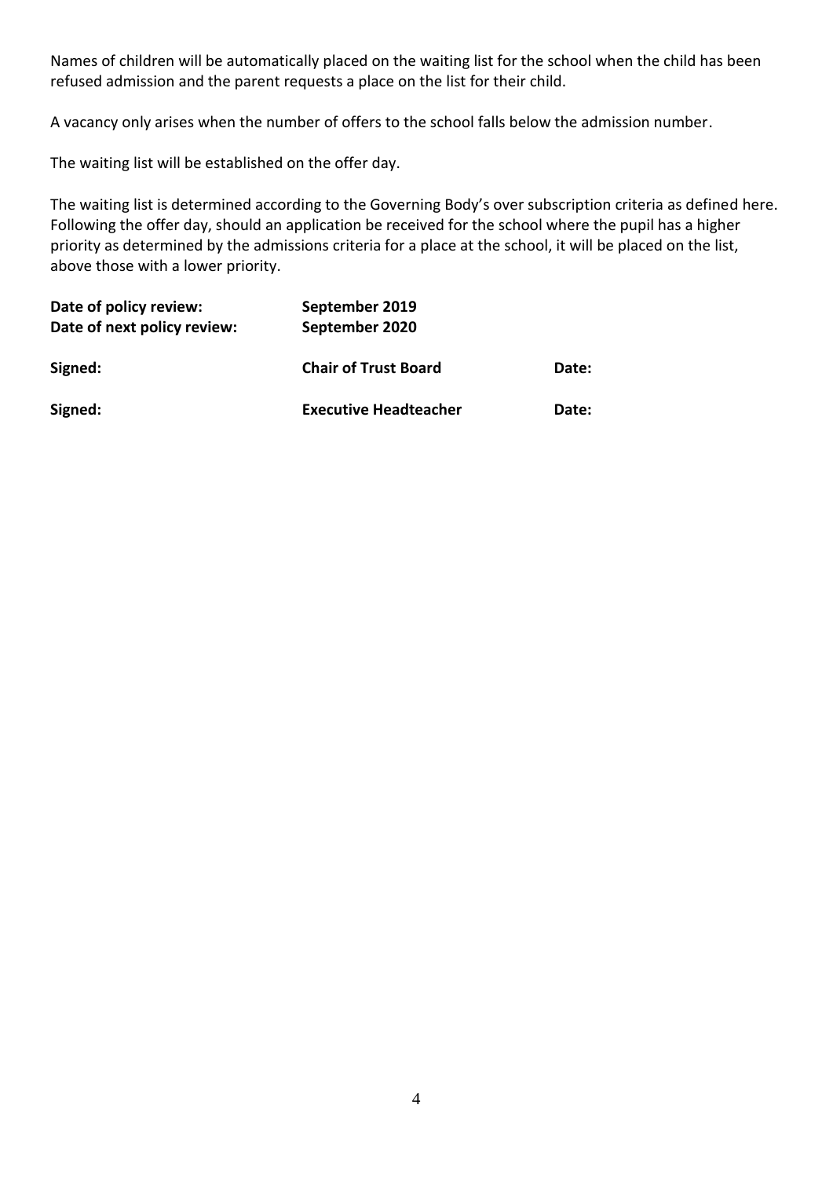Names of children will be automatically placed on the waiting list for the school when the child has been refused admission and the parent requests a place on the list for their child.

A vacancy only arises when the number of offers to the school falls below the admission number.

The waiting list will be established on the offer day.

The waiting list is determined according to the Governing Body's over subscription criteria as defined here. Following the offer day, should an application be received for the school where the pupil has a higher priority as determined by the admissions criteria for a place at the school, it will be placed on the list, above those with a lower priority.

| | | |
|---|---|---|
| **Date of policy review:** | **September 2019** | |
| **Date of next policy review:** | **September 2020** | |
| **Signed:** | **Chair of Trust Board** | **Date:** |
| **Signed:** | **Executive Headteacher** | **Date:** |